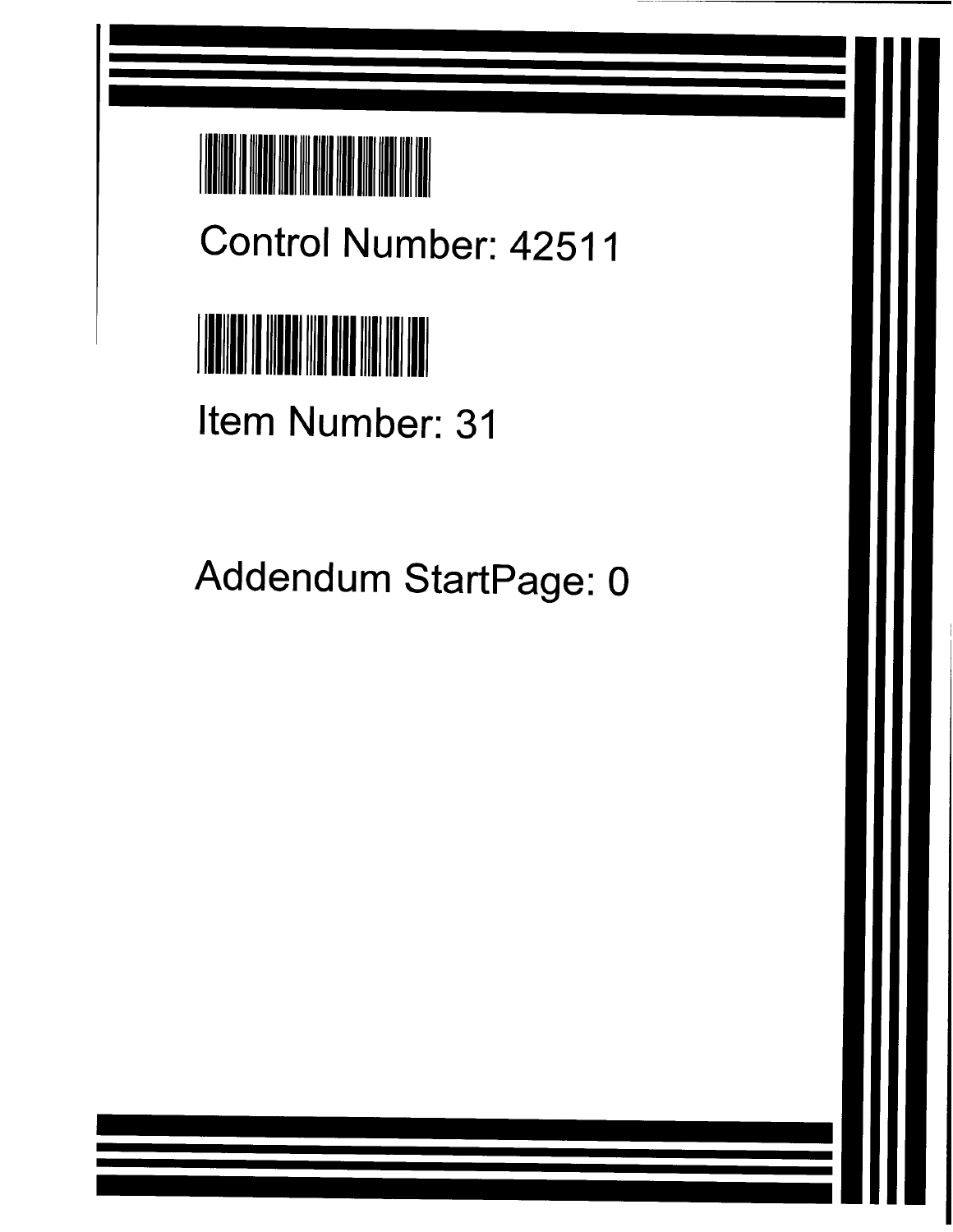Control Number: 42511

Item Number: 31

Addendum StartPage: 0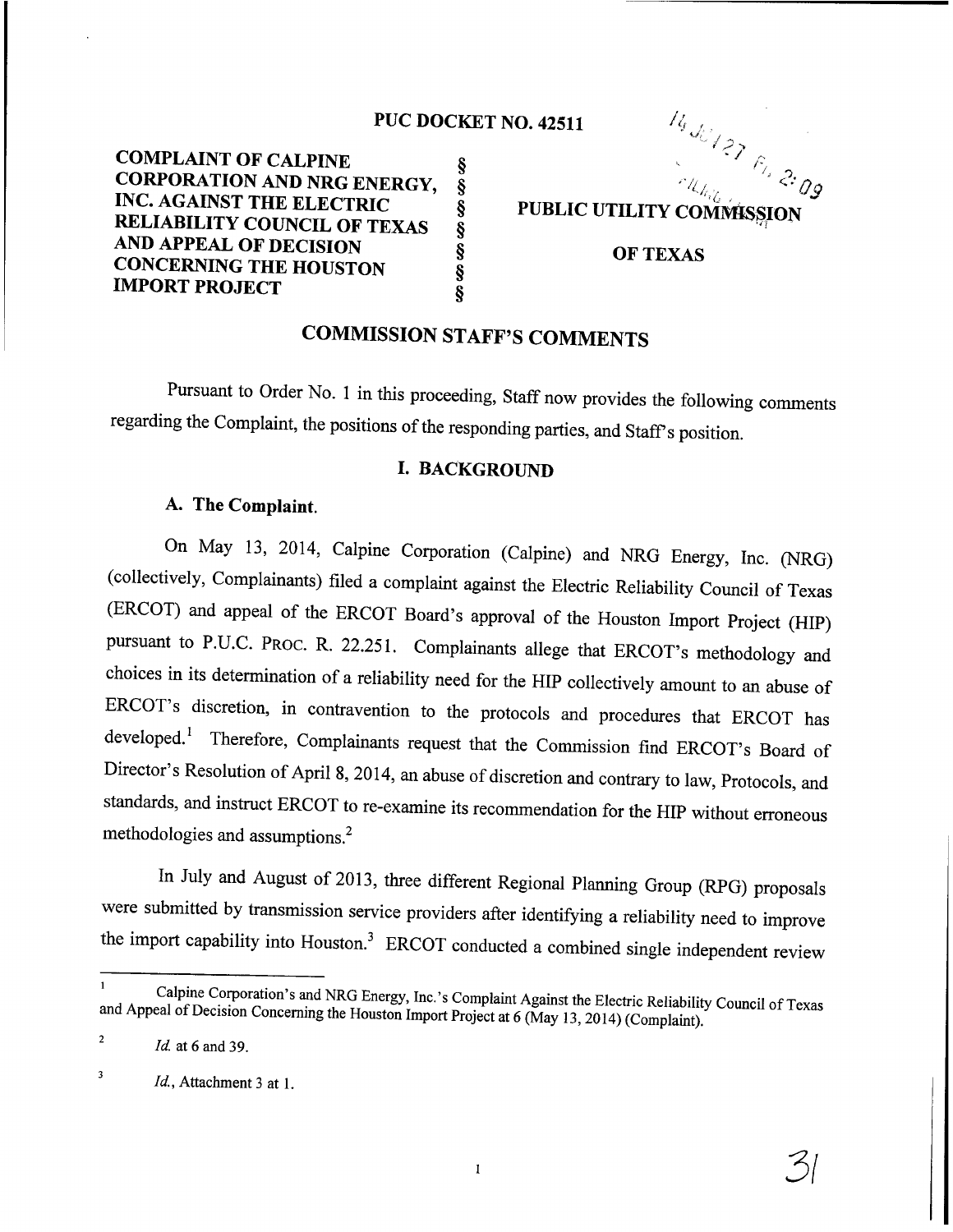PUC DOCKET NO. 42511

| | | |
|---|---|---|
| **COMPLAINT OF CALPINE CORPORATION AND NRG ENERGY, INC. AGAINST THE ELECTRIC RELIABILITY COUNCIL OF TEXAS AND APPEAL OF DECISION CONCERNING THE HOUSTON IMPORT PROJECT** | § § § § § § § | **PUBLIC UTILITY COMMISSION OF TEXAS** |

## COMMISSION STAFF'S COMMENTS

Pursuant to Order No. 1 in this proceeding, Staff now provides the following comments regarding the Complaint, the positions of the responding parties, and Staff's position.

### I. BACKGROUND

#### A. The Complaint.

On May 13, 2014, Calpine Corporation (Calpine) and NRG Energy, Inc. (NRG) (collectively, Complainants) filed a complaint against the Electric Reliability Council of Texas (ERCOT) and appeal of the ERCOT Board's approval of the Houston Import Project (HIP) pursuant to P.U.C. PROC. R. 22.251. Complainants allege that ERCOT's methodology and choices in its determination of a reliability need for the HIP collectively amount to an abuse of ERCOT's discretion, in contravention to the protocols and procedures that ERCOT has developed.[1] Therefore, Complainants request that the Commission find ERCOT's Board of Director's Resolution of April 8, 2014, an abuse of discretion and contrary to law, Protocols, and standards, and instruct ERCOT to re-examine its recommendation for the HIP without erroneous methodologies and assumptions.[2]

In July and August of 2013, three different Regional Planning Group (RPG) proposals were submitted by transmission service providers after identifying a reliability need to improve the import capability into Houston.[3] ERCOT conducted a combined single independent review

---

[1] Calpine Corporation's and NRG Energy, Inc.'s Complaint Against the Electric Reliability Council of Texas and Appeal of Decision Concerning the Houston Import Project at 6 (May 13, 2014) (Complaint).

[2] *Id.* at 6 and 39.

[3] *Id.*, Attachment 3 at 1.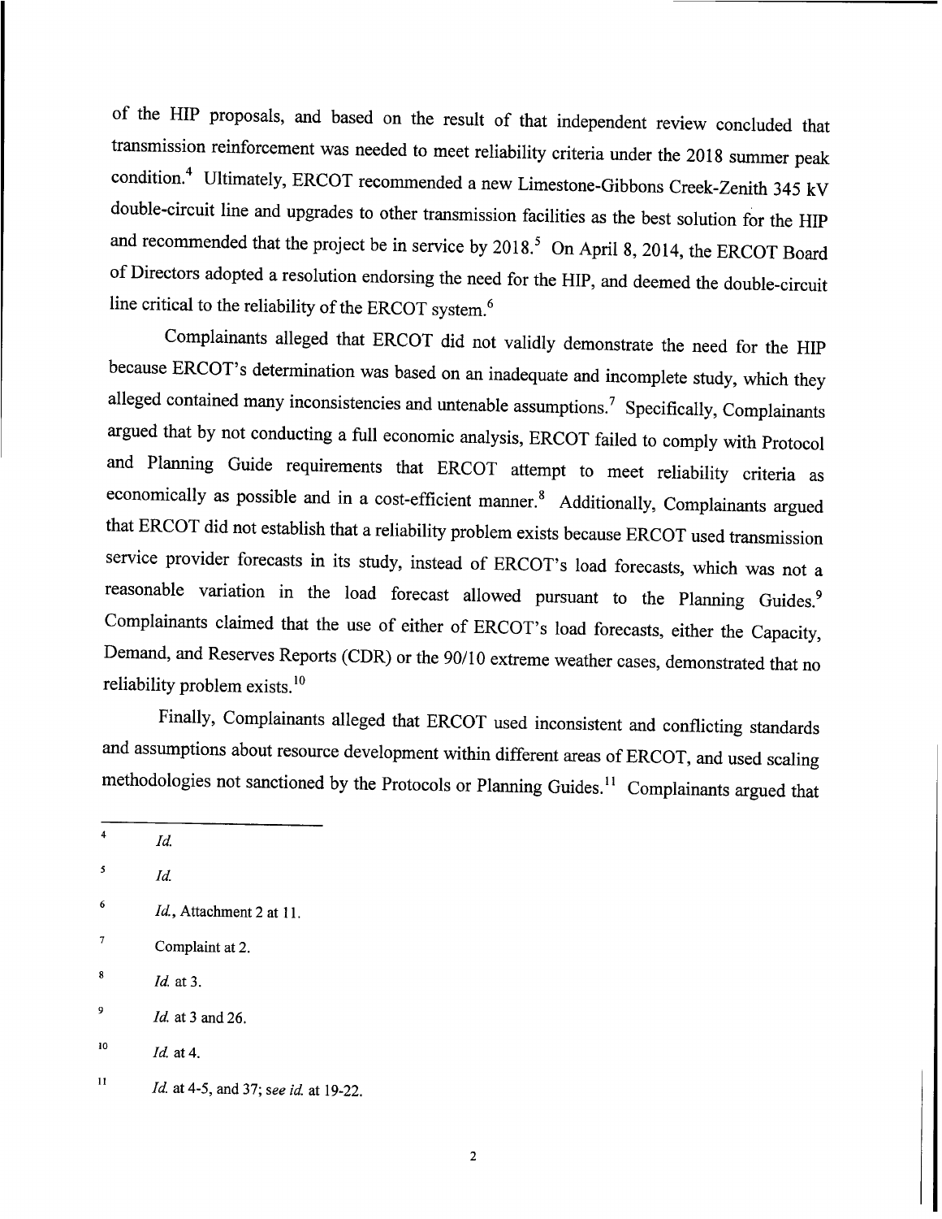of the HIP proposals, and based on the result of that independent review concluded that transmission reinforcement was needed to meet reliability criteria under the 2018 summer peak condition.[4] Ultimately, ERCOT recommended a new Limestone-Gibbons Creek-Zenith 345 kV double-circuit line and upgrades to other transmission facilities as the best solution for the HIP and recommended that the project be in service by 2018.[5] On April 8, 2014, the ERCOT Board of Directors adopted a resolution endorsing the need for the HIP, and deemed the double-circuit line critical to the reliability of the ERCOT system.[6]

Complainants alleged that ERCOT did not validly demonstrate the need for the HIP because ERCOT's determination was based on an inadequate and incomplete study, which they alleged contained many inconsistencies and untenable assumptions.[7] Specifically, Complainants argued that by not conducting a full economic analysis, ERCOT failed to comply with Protocol and Planning Guide requirements that ERCOT attempt to meet reliability criteria as economically as possible and in a cost-efficient manner.[8] Additionally, Complainants argued that ERCOT did not establish that a reliability problem exists because ERCOT used transmission service provider forecasts in its study, instead of ERCOT's load forecasts, which was not a reasonable variation in the load forecast allowed pursuant to the Planning Guides.[9] Complainants claimed that the use of either of ERCOT's load forecasts, either the Capacity, Demand, and Reserves Reports (CDR) or the 90/10 extreme weather cases, demonstrated that no reliability problem exists.[10]

Finally, Complainants alleged that ERCOT used inconsistent and conflicting standards and assumptions about resource development within different areas of ERCOT, and used scaling methodologies not sanctioned by the Protocols or Planning Guides.[11] Complainants argued that

---

[4] *Id.*

[5] *Id.*

[6] *Id.*, Attachment 2 at 11.

[7] Complaint at 2.

[8] *Id.* at 3.

[9] *Id.* at 3 and 26.

[10] *Id.* at 4.

[11] *Id.* at 4-5, and 37; *see id.* at 19-22.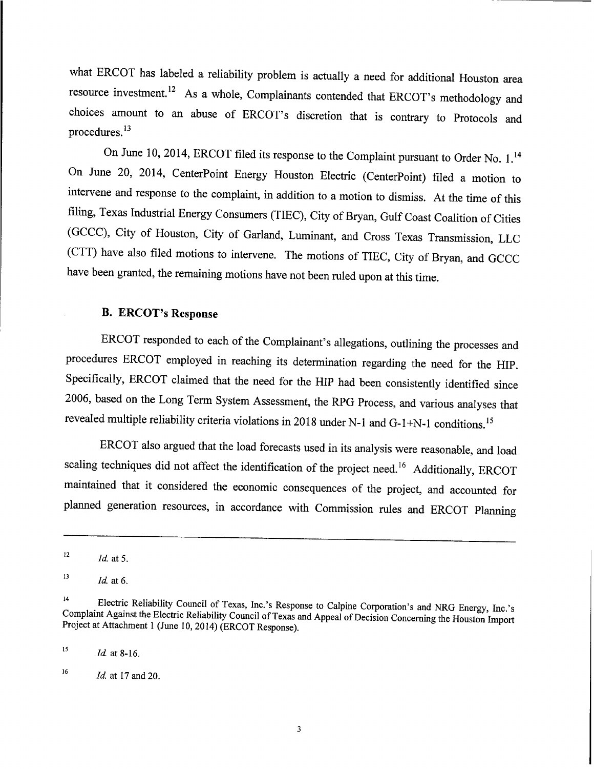what ERCOT has labeled a reliability problem is actually a need for additional Houston area resource investment.[12] As a whole, Complainants contended that ERCOT's methodology and choices amount to an abuse of ERCOT's discretion that is contrary to Protocols and procedures.[13]

On June 10, 2014, ERCOT filed its response to the Complaint pursuant to Order No. 1.[14] On June 20, 2014, CenterPoint Energy Houston Electric (CenterPoint) filed a motion to intervene and response to the complaint, in addition to a motion to dismiss. At the time of this filing, Texas Industrial Energy Consumers (TIEC), City of Bryan, Gulf Coast Coalition of Cities (GCCC), City of Houston, City of Garland, Luminant, and Cross Texas Transmission, LLC (CTT) have also filed motions to intervene. The motions of TIEC, City of Bryan, and GCCC have been granted, the remaining motions have not been ruled upon at this time.

### B. ERCOT's Response

ERCOT responded to each of the Complainant's allegations, outlining the processes and procedures ERCOT employed in reaching its determination regarding the need for the HIP. Specifically, ERCOT claimed that the need for the HIP had been consistently identified since 2006, based on the Long Term System Assessment, the RPG Process, and various analyses that revealed multiple reliability criteria violations in 2018 under N-1 and G-1+N-1 conditions.[15]

ERCOT also argued that the load forecasts used in its analysis were reasonable, and load scaling techniques did not affect the identification of the project need.[16] Additionally, ERCOT maintained that it considered the economic consequences of the project, and accounted for planned generation resources, in accordance with Commission rules and ERCOT Planning

---

[12] *Id.* at 5.

[13] *Id.* at 6.

[14] Electric Reliability Council of Texas, Inc.'s Response to Calpine Corporation's and NRG Energy, Inc.'s Complaint Against the Electric Reliability Council of Texas and Appeal of Decision Concerning the Houston Import Project at Attachment 1 (June 10, 2014) (ERCOT Response).

[15] *Id.* at 8-16.

[16] *Id.* at 17 and 20.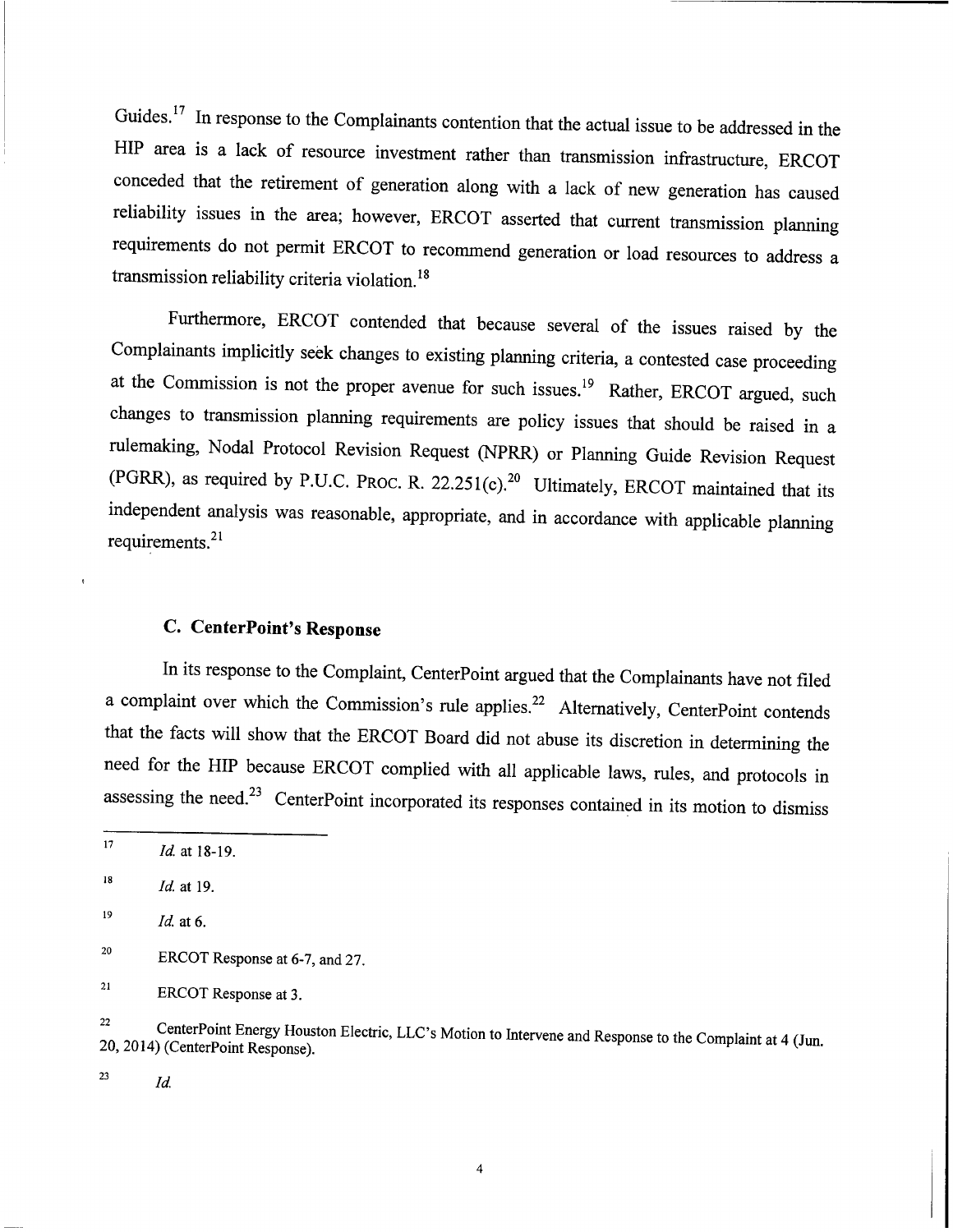Guides.[17] In response to the Complainants contention that the actual issue to be addressed in the HIP area is a lack of resource investment rather than transmission infrastructure, ERCOT conceded that the retirement of generation along with a lack of new generation has caused reliability issues in the area; however, ERCOT asserted that current transmission planning requirements do not permit ERCOT to recommend generation or load resources to address a transmission reliability criteria violation.[18]

Furthermore, ERCOT contended that because several of the issues raised by the Complainants implicitly seek changes to existing planning criteria, a contested case proceeding at the Commission is not the proper avenue for such issues.[19] Rather, ERCOT argued, such changes to transmission planning requirements are policy issues that should be raised in a rulemaking, Nodal Protocol Revision Request (NPRR) or Planning Guide Revision Request (PGRR), as required by P.U.C. PROC. R. 22.251(c).[20] Ultimately, ERCOT maintained that its independent analysis was reasonable, appropriate, and in accordance with applicable planning requirements.[21]

### C. CenterPoint's Response

In its response to the Complaint, CenterPoint argued that the Complainants have not filed a complaint over which the Commission's rule applies.[22] Alternatively, CenterPoint contends that the facts will show that the ERCOT Board did not abuse its discretion in determining the need for the HIP because ERCOT complied with all applicable laws, rules, and protocols in assessing the need.[23] CenterPoint incorporated its responses contained in its motion to dismiss

---

[17] *Id.* at 18-19.

[18] *Id.* at 19.

[19] *Id.* at 6.

[20] ERCOT Response at 6-7, and 27.

[21] ERCOT Response at 3.

[22] CenterPoint Energy Houston Electric, LLC's Motion to Intervene and Response to the Complaint at 4 (Jun. 20, 2014) (CenterPoint Response).

[23] *Id.*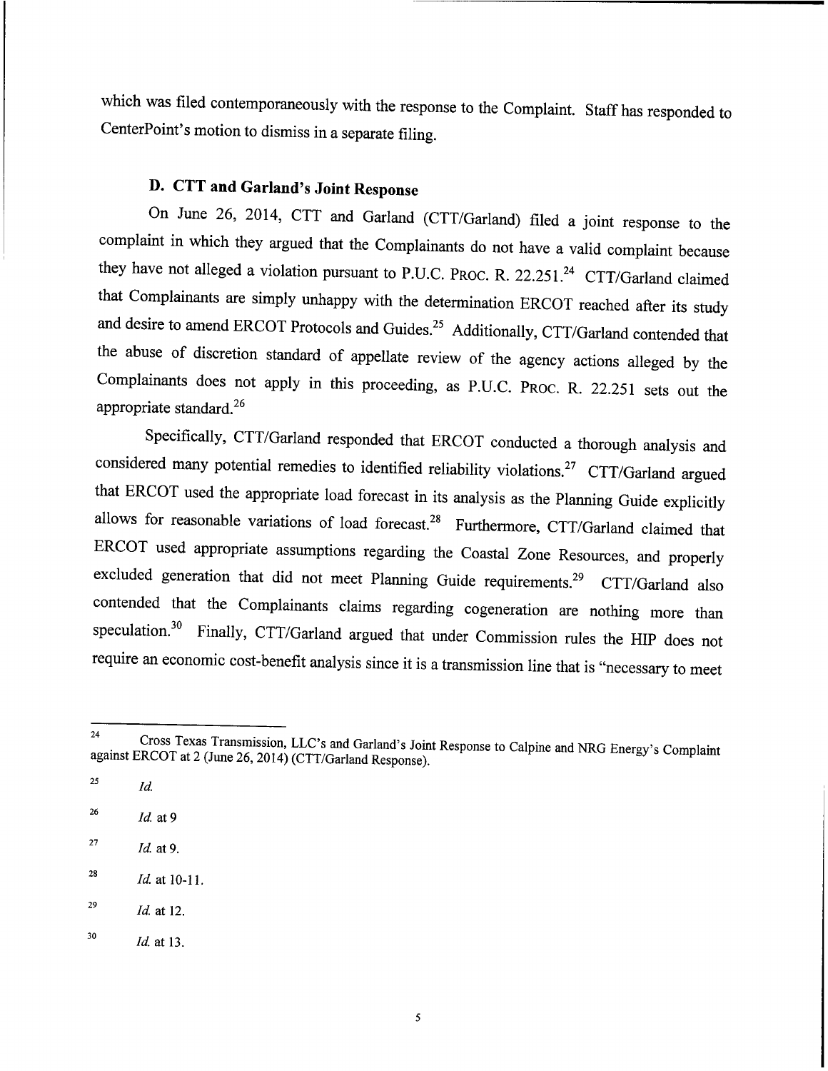which was filed contemporaneously with the response to the Complaint. Staff has responded to CenterPoint's motion to dismiss in a separate filing.

### D. CTT and Garland's Joint Response

On June 26, 2014, CTT and Garland (CTT/Garland) filed a joint response to the complaint in which they argued that the Complainants do not have a valid complaint because they have not alleged a violation pursuant to P.U.C. PROC. R. 22.251.[24] CTT/Garland claimed that Complainants are simply unhappy with the determination ERCOT reached after its study and desire to amend ERCOT Protocols and Guides.[25] Additionally, CTT/Garland contended that the abuse of discretion standard of appellate review of the agency actions alleged by the Complainants does not apply in this proceeding, as P.U.C. PROC. R. 22.251 sets out the appropriate standard.[26]

Specifically, CTT/Garland responded that ERCOT conducted a thorough analysis and considered many potential remedies to identified reliability violations.[27] CTT/Garland argued that ERCOT used the appropriate load forecast in its analysis as the Planning Guide explicitly allows for reasonable variations of load forecast.[28] Furthermore, CTT/Garland claimed that ERCOT used appropriate assumptions regarding the Coastal Zone Resources, and properly excluded generation that did not meet Planning Guide requirements.[29] CTT/Garland also contended that the Complainants claims regarding cogeneration are nothing more than speculation.[30] Finally, CTT/Garland argued that under Commission rules the HIP does not require an economic cost-benefit analysis since it is a transmission line that is "necessary to meet

---

[24] Cross Texas Transmission, LLC's and Garland's Joint Response to Calpine and NRG Energy's Complaint against ERCOT at 2 (June 26, 2014) (CTT/Garland Response).

[25] *Id.*

[26] *Id.* at 9

[27] *Id.* at 9.

[28] *Id.* at 10-11.

[29] *Id.* at 12.

[30] *Id.* at 13.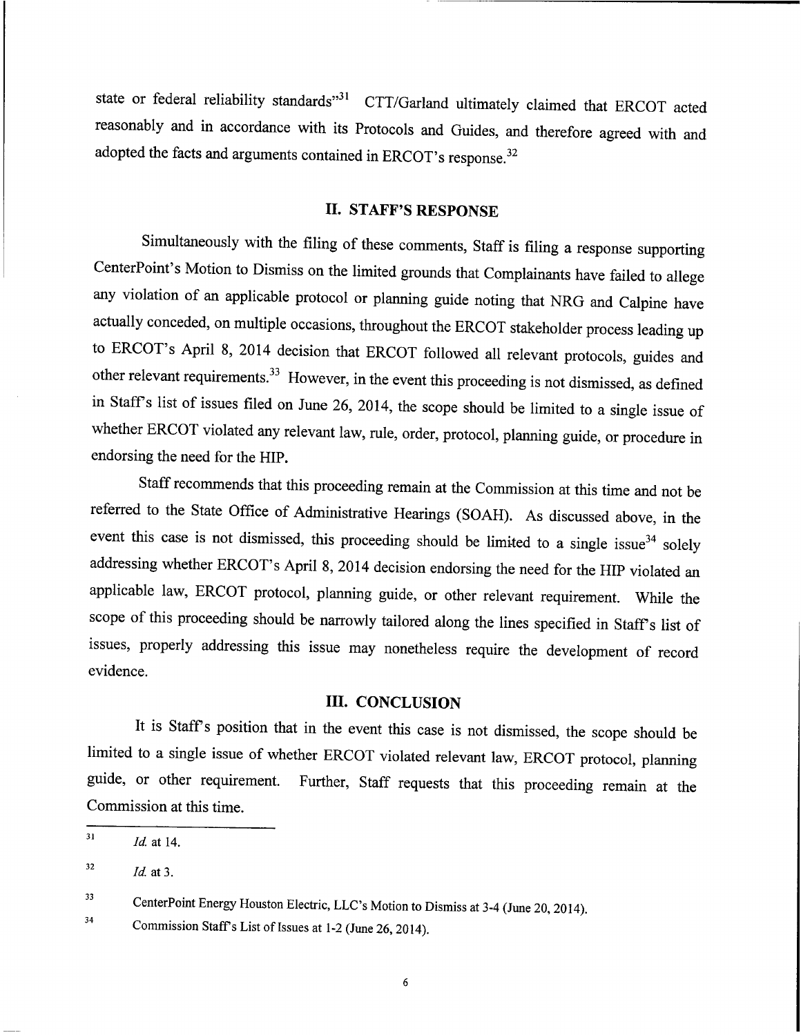state or federal reliability standards"[31] CTT/Garland ultimately claimed that ERCOT acted reasonably and in accordance with its Protocols and Guides, and therefore agreed with and adopted the facts and arguments contained in ERCOT's response.[32]

## II. STAFF'S RESPONSE

Simultaneously with the filing of these comments, Staff is filing a response supporting CenterPoint's Motion to Dismiss on the limited grounds that Complainants have failed to allege any violation of an applicable protocol or planning guide noting that NRG and Calpine have actually conceded, on multiple occasions, throughout the ERCOT stakeholder process leading up to ERCOT's April 8, 2014 decision that ERCOT followed all relevant protocols, guides and other relevant requirements.[33] However, in the event this proceeding is not dismissed, as defined in Staff's list of issues filed on June 26, 2014, the scope should be limited to a single issue of whether ERCOT violated any relevant law, rule, order, protocol, planning guide, or procedure in endorsing the need for the HIP.

Staff recommends that this proceeding remain at the Commission at this time and not be referred to the State Office of Administrative Hearings (SOAH). As discussed above, in the event this case is not dismissed, this proceeding should be limited to a single issue[34] solely addressing whether ERCOT's April 8, 2014 decision endorsing the need for the HIP violated an applicable law, ERCOT protocol, planning guide, or other relevant requirement. While the scope of this proceeding should be narrowly tailored along the lines specified in Staff's list of issues, properly addressing this issue may nonetheless require the development of record evidence.

## III. CONCLUSION

It is Staff's position that in the event this case is not dismissed, the scope should be limited to a single issue of whether ERCOT violated relevant law, ERCOT protocol, planning guide, or other requirement. Further, Staff requests that this proceeding remain at the Commission at this time.

---

[31] *Id.* at 14.

[32] *Id.* at 3.

[33] CenterPoint Energy Houston Electric, LLC's Motion to Dismiss at 3-4 (June 20, 2014).

[34] Commission Staff's List of Issues at 1-2 (June 26, 2014).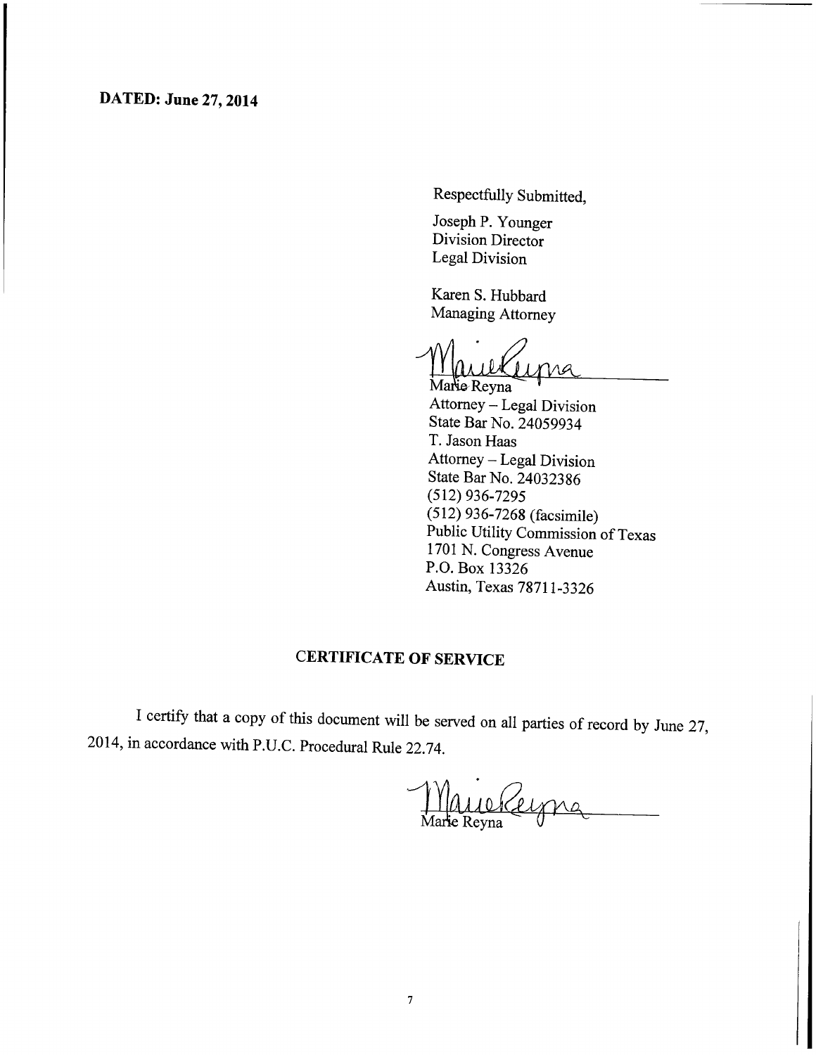**DATED: June 27, 2014**

Respectfully Submitted,

Joseph P. Younger
Division Director
Legal Division

Karen S. Hubbard
Managing Attorney

Marie Reyna
Attorney – Legal Division
State Bar No. 24059934
T. Jason Haas
Attorney – Legal Division
State Bar No. 24032386
(512) 936-7295
(512) 936-7268 (facsimile)
Public Utility Commission of Texas
1701 N. Congress Avenue
P.O. Box 13326
Austin, Texas 78711-3326

## CERTIFICATE OF SERVICE

I certify that a copy of this document will be served on all parties of record by June 27, 2014, in accordance with P.U.C. Procedural Rule 22.74.

Marie Reyna